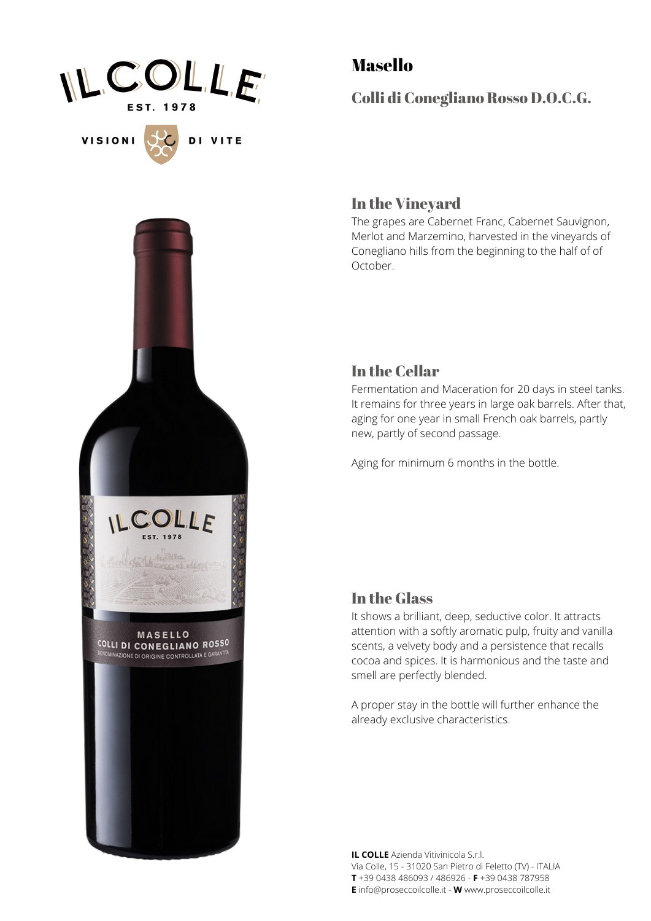# Masello

## Colli di Conegliano Rosso D.O.C.G.

### In the Vineyard

The grapes are Cabernet Franc, Cabernet Sauvignon, Merlot and Marzemino, harvested in the vineyards of Conegliano hills from the beginning to the half of of October.

### In the Cellar

Fermentation and Maceration for 20 days in steel tanks. It remains for three years in large oak barrels. After that, aging for one year in small French oak barrels, partly new, partly of second passage.

Aging for minimum 6 months in the bottle.

### In the Glass

It shows a brilliant, deep, seductive color. It attracts attention with a softly aromatic pulp, fruity and vanilla scents, a velvety body and a persistence that recalls cocoa and spices. It is harmonious and the taste and smell are perfectly blended.

A proper stay in the bottle will further enhance the already exclusive characteristics.

**IL COLLE** Azienda Vitivinicola S.r.l.
Via Colle, 15 - 31020 San Pietro di Feletto (TV) - ITALIA
**T** +39 0438 486093 / 486926 - **F** +39 0438 787958
**E** info@proseccoilcolle.it - **W** www.proseccoilcolle.it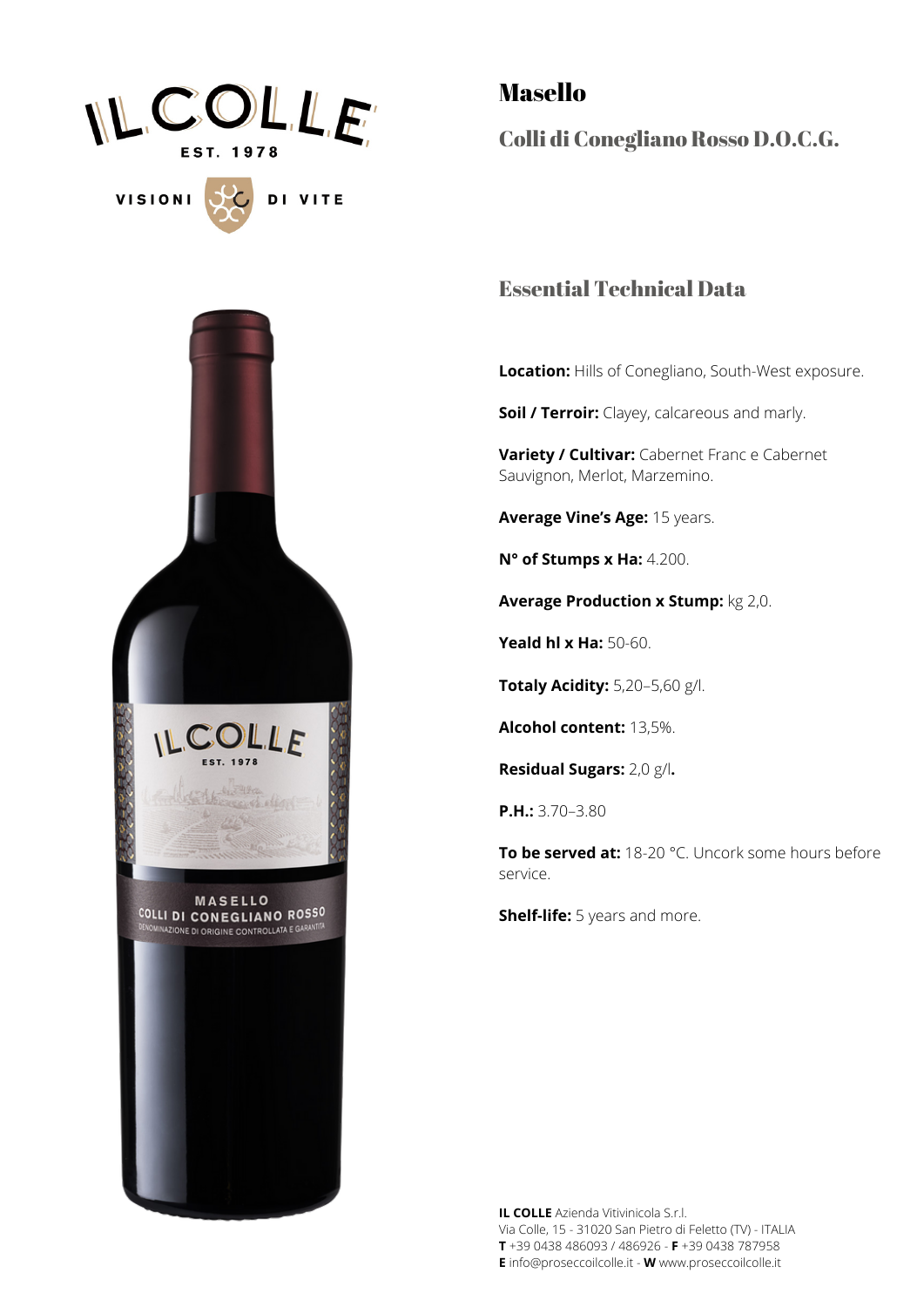# Masello

## Colli di Conegliano Rosso D.O.C.G.

### Essential Technical Data

**Location:** Hills of Conegliano, South-West exposure.

**Soil / Terroir:** Clayey, calcareous and marly.

**Variety / Cultivar:** Cabernet Franc e Cabernet Sauvignon, Merlot, Marzemino.

**Average Vine's Age:** 15 years.

**N° of Stumps x Ha:** 4.200.

**Average Production x Stump:** kg 2,0.

**Yeald hl x Ha:** 50-60.

**Totaly Acidity:** 5,20–5,60 g/l.

**Alcohol content:** 13,5%.

**Residual Sugars:** 2,0 g/l**.**

**P.H.:** 3.70–3.80

**To be served at:** 18-20 °C. Uncork some hours before service.

**Shelf-life:** 5 years and more.

**IL COLLE** Azienda Vitivinicola S.r.l.
Via Colle, 15 - 31020 San Pietro di Feletto (TV) - ITALIA
**T** +39 0438 486093 / 486926 - **F** +39 0438 787958
**E** info@proseccoilcolle.it - **W** www.proseccoilcolle.it